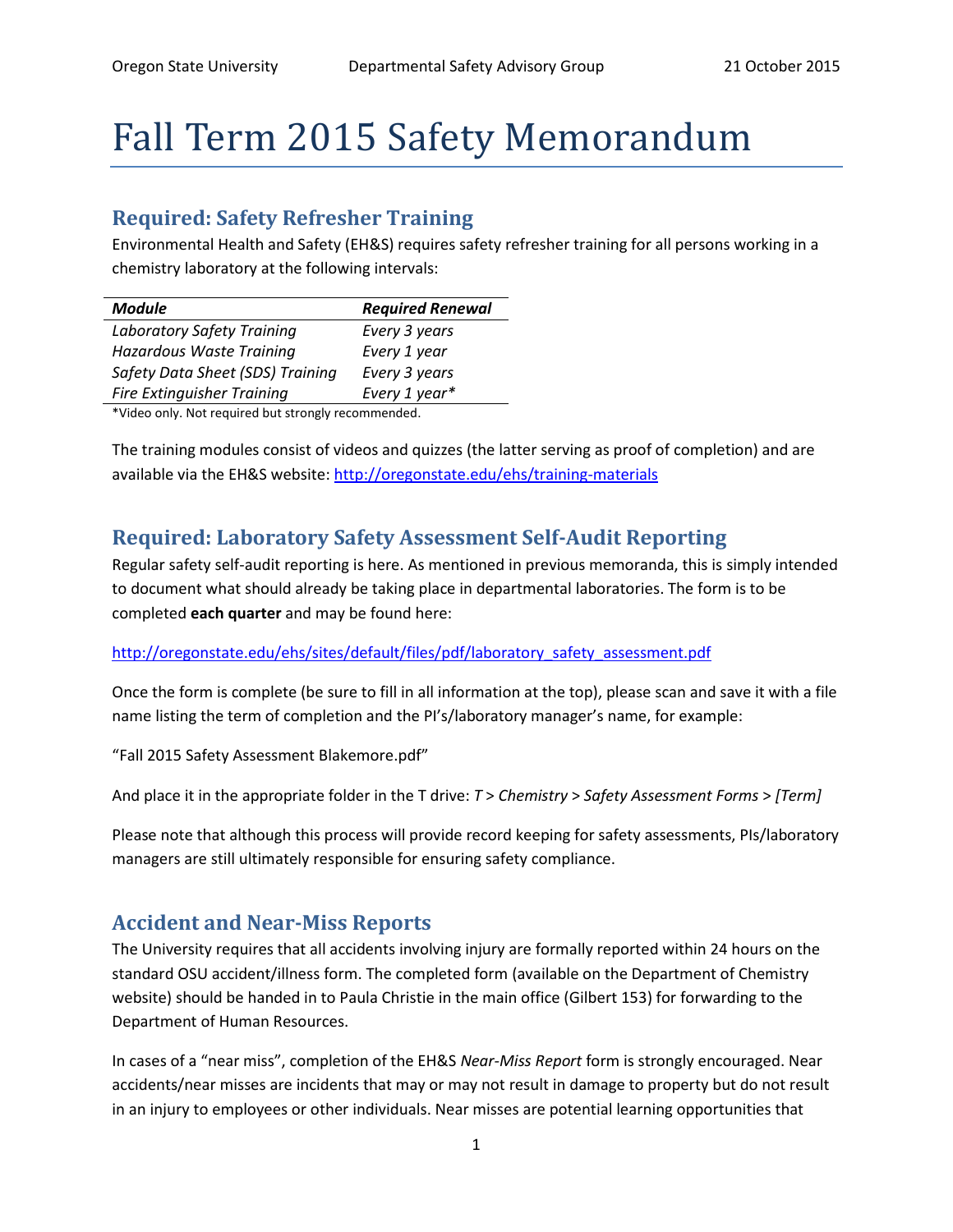# Fall Term 2015 Safety Memorandum

## Required: Safety Refresher Training

Environmental Health and Safety (EH&S) requires safety refresher training for all persons working in a chemistry laboratory at the following intervals:

| ***Module*** | ***Required Renewal*** |
|---|---|
| *Laboratory Safety Training* | *Every 3 years* |
| *Hazardous Waste Training* | *Every 1 year* |
| *Safety Data Sheet (SDS) Training* | *Every 3 years* |
| *Fire Extinguisher Training* | *Every 1 year** |

*Video only. Not required but strongly recommended.

The training modules consist of videos and quizzes (the latter serving as proof of completion) and are available via the EH&S website: http://oregonstate.edu/ehs/training-materials

## Required: Laboratory Safety Assessment Self-Audit Reporting

Regular safety self-audit reporting is here. As mentioned in previous memoranda, this is simply intended to document what should already be taking place in departmental laboratories. The form is to be completed **each quarter** and may be found here:

http://oregonstate.edu/ehs/sites/default/files/pdf/laboratory_safety_assessment.pdf

Once the form is complete (be sure to fill in all information at the top), please scan and save it with a file name listing the term of completion and the PI's/laboratory manager's name, for example:

"Fall 2015 Safety Assessment Blakemore.pdf"

And place it in the appropriate folder in the T drive: *T* > *Chemistry* > *Safety Assessment Forms* > *[Term]*

Please note that although this process will provide record keeping for safety assessments, PIs/laboratory managers are still ultimately responsible for ensuring safety compliance.

## Accident and Near-Miss Reports

The University requires that all accidents involving injury are formally reported within 24 hours on the standard OSU accident/illness form. The completed form (available on the Department of Chemistry website) should be handed in to Paula Christie in the main office (Gilbert 153) for forwarding to the Department of Human Resources.

In cases of a "near miss", completion of the EH&S *Near-Miss Report* form is strongly encouraged. Near accidents/near misses are incidents that may or may not result in damage to property but do not result in an injury to employees or other individuals. Near misses are potential learning opportunities that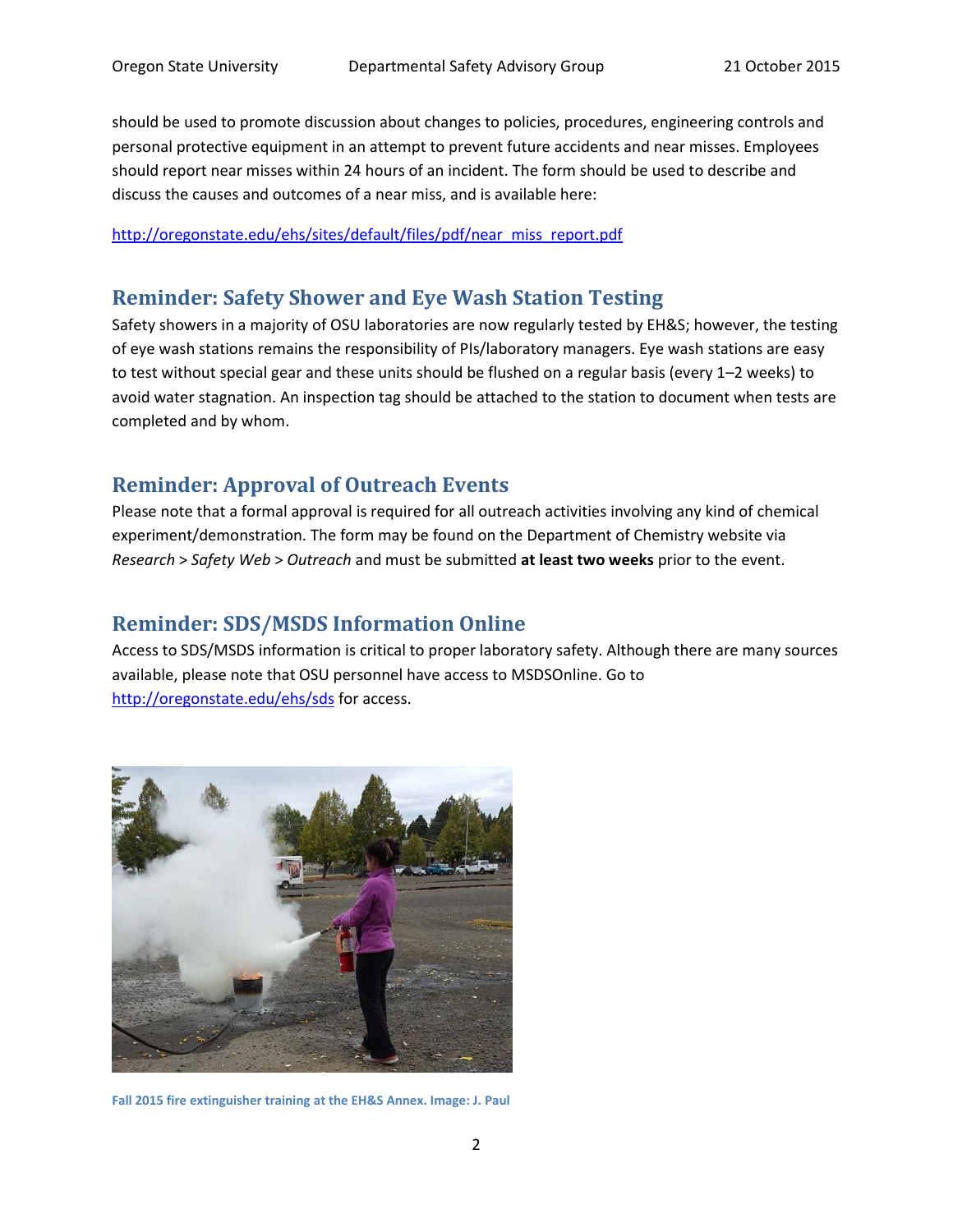should be used to promote discussion about changes to policies, procedures, engineering controls and personal protective equipment in an attempt to prevent future accidents and near misses. Employees should report near misses within 24 hours of an incident. The form should be used to describe and discuss the causes and outcomes of a near miss, and is available here:

http://oregonstate.edu/ehs/sites/default/files/pdf/near_miss_report.pdf

## Reminder: Safety Shower and Eye Wash Station Testing

Safety showers in a majority of OSU laboratories are now regularly tested by EH&S; however, the testing of eye wash stations remains the responsibility of PIs/laboratory managers. Eye wash stations are easy to test without special gear and these units should be flushed on a regular basis (every 1–2 weeks) to avoid water stagnation. An inspection tag should be attached to the station to document when tests are completed and by whom.

## Reminder: Approval of Outreach Events

Please note that a formal approval is required for all outreach activities involving any kind of chemical experiment/demonstration. The form may be found on the Department of Chemistry website via *Research* > *Safety Web* > *Outreach* and must be submitted **at least two weeks** prior to the event.

## Reminder: SDS/MSDS Information Online

Access to SDS/MSDS information is critical to proper laboratory safety. Although there are many sources available, please note that OSU personnel have access to MSDSOnline. Go to http://oregonstate.edu/ehs/sds for access.

Fall 2015 fire extinguisher training at the EH&S Annex. Image: J. Paul